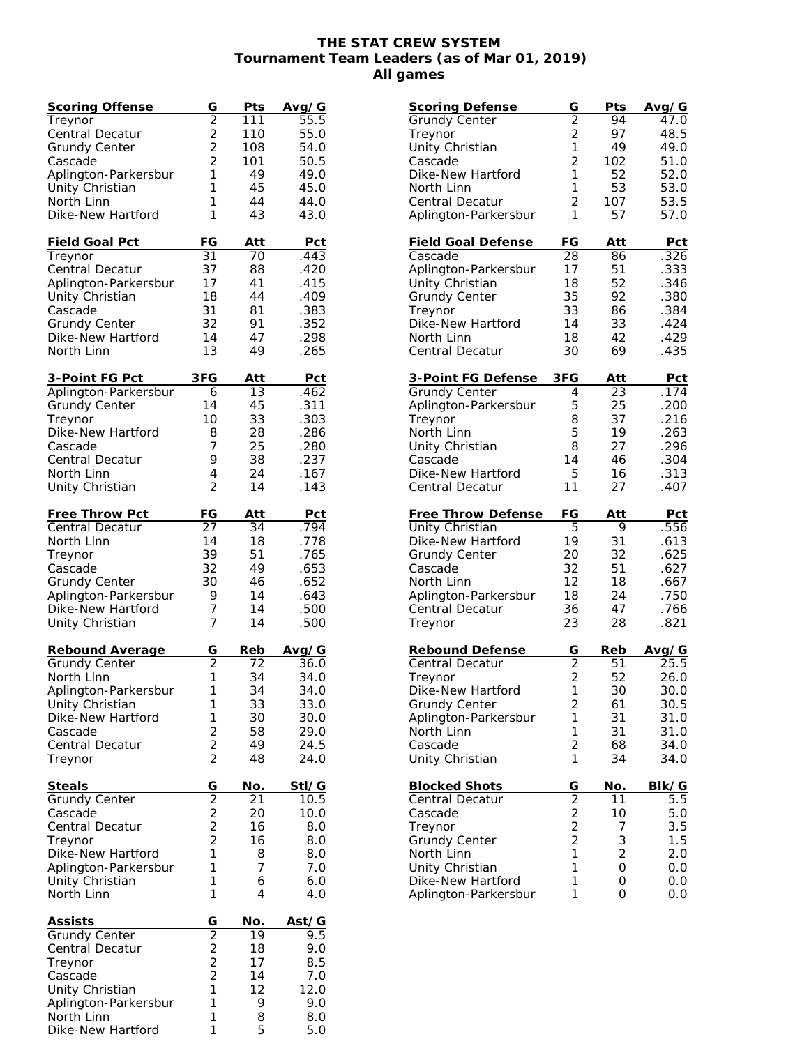# THE STAT CREW SYSTEM
## Tournament Team Leaders (as of Mar 01, 2019)
### All games

| Scoring Offense | G | Pts | Avg/G |
|---|---|---|---|
| Treynor | 2 | 111 | 55.5 |
| Central Decatur | 2 | 110 | 55.0 |
| Grundy Center | 2 | 108 | 54.0 |
| Cascade | 2 | 101 | 50.5 |
| Aplington-Parkersbur | 1 | 49 | 49.0 |
| Unity Christian | 1 | 45 | 45.0 |
| North Linn | 1 | 44 | 44.0 |
| Dike-New Hartford | 1 | 43 | 43.0 |

| Field Goal Pct | FG | Att | Pct |
|---|---|---|---|
| Treynor | 31 | 70 | .443 |
| Central Decatur | 37 | 88 | .420 |
| Aplington-Parkersbur | 17 | 41 | .415 |
| Unity Christian | 18 | 44 | .409 |
| Cascade | 31 | 81 | .383 |
| Grundy Center | 32 | 91 | .352 |
| Dike-New Hartford | 14 | 47 | .298 |
| North Linn | 13 | 49 | .265 |

| 3-Point FG Pct | 3FG | Att | Pct |
|---|---|---|---|
| Aplington-Parkersbur | 6 | 13 | .462 |
| Grundy Center | 14 | 45 | .311 |
| Treynor | 10 | 33 | .303 |
| Dike-New Hartford | 8 | 28 | .286 |
| Cascade | 7 | 25 | .280 |
| Central Decatur | 9 | 38 | .237 |
| North Linn | 4 | 24 | .167 |
| Unity Christian | 2 | 14 | .143 |

| Free Throw Pct | FG | Att | Pct |
|---|---|---|---|
| Central Decatur | 27 | 34 | .794 |
| North Linn | 14 | 18 | .778 |
| Treynor | 39 | 51 | .765 |
| Cascade | 32 | 49 | .653 |
| Grundy Center | 30 | 46 | .652 |
| Aplington-Parkersbur | 9 | 14 | .643 |
| Dike-New Hartford | 7 | 14 | .500 |
| Unity Christian | 7 | 14 | .500 |

| Rebound Average | G | Reb | Avg/G |
|---|---|---|---|
| Grundy Center | 2 | 72 | 36.0 |
| North Linn | 1 | 34 | 34.0 |
| Aplington-Parkersbur | 1 | 34 | 34.0 |
| Unity Christian | 1 | 33 | 33.0 |
| Dike-New Hartford | 1 | 30 | 30.0 |
| Cascade | 2 | 58 | 29.0 |
| Central Decatur | 2 | 49 | 24.5 |
| Treynor | 2 | 48 | 24.0 |

| Steals | G | No. | Stl/G |
|---|---|---|---|
| Grundy Center | 2 | 21 | 10.5 |
| Cascade | 2 | 20 | 10.0 |
| Central Decatur | 2 | 16 | 8.0 |
| Treynor | 2 | 16 | 8.0 |
| Dike-New Hartford | 1 | 8 | 8.0 |
| Aplington-Parkersbur | 1 | 7 | 7.0 |
| Unity Christian | 1 | 6 | 6.0 |
| North Linn | 1 | 4 | 4.0 |

| Assists | G | No. | Ast/G |
|---|---|---|---|
| Grundy Center | 2 | 19 | 9.5 |
| Central Decatur | 2 | 18 | 9.0 |
| Treynor | 2 | 17 | 8.5 |
| Cascade | 2 | 14 | 7.0 |
| Unity Christian | 1 | 12 | 12.0 |
| Aplington-Parkersbur | 1 | 9 | 9.0 |
| North Linn | 1 | 8 | 8.0 |
| Dike-New Hartford | 1 | 5 | 5.0 |

| Scoring Defense | G | Pts | Avg/G |
|---|---|---|---|
| Grundy Center | 2 | 94 | 47.0 |
| Treynor | 2 | 97 | 48.5 |
| Unity Christian | 1 | 49 | 49.0 |
| Cascade | 2 | 102 | 51.0 |
| Dike-New Hartford | 1 | 52 | 52.0 |
| North Linn | 1 | 53 | 53.0 |
| Central Decatur | 2 | 107 | 53.5 |
| Aplington-Parkersbur | 1 | 57 | 57.0 |

| Field Goal Defense | FG | Att | Pct |
|---|---|---|---|
| Cascade | 28 | 86 | .326 |
| Aplington-Parkersbur | 17 | 51 | .333 |
| Unity Christian | 18 | 52 | .346 |
| Grundy Center | 35 | 92 | .380 |
| Treynor | 33 | 86 | .384 |
| Dike-New Hartford | 14 | 33 | .424 |
| North Linn | 18 | 42 | .429 |
| Central Decatur | 30 | 69 | .435 |

| 3-Point FG Defense | 3FG | Att | Pct |
|---|---|---|---|
| Grundy Center | 4 | 23 | .174 |
| Aplington-Parkersbur | 5 | 25 | .200 |
| Treynor | 8 | 37 | .216 |
| North Linn | 5 | 19 | .263 |
| Unity Christian | 8 | 27 | .296 |
| Cascade | 14 | 46 | .304 |
| Dike-New Hartford | 5 | 16 | .313 |
| Central Decatur | 11 | 27 | .407 |

| Free Throw Defense | FG | Att | Pct |
|---|---|---|---|
| Unity Christian | 5 | 9 | .556 |
| Dike-New Hartford | 19 | 31 | .613 |
| Grundy Center | 20 | 32 | .625 |
| Cascade | 32 | 51 | .627 |
| North Linn | 12 | 18 | .667 |
| Aplington-Parkersbur | 18 | 24 | .750 |
| Central Decatur | 36 | 47 | .766 |
| Treynor | 23 | 28 | .821 |

| Rebound Defense | G | Reb | Avg/G |
|---|---|---|---|
| Central Decatur | 2 | 51 | 25.5 |
| Treynor | 2 | 52 | 26.0 |
| Dike-New Hartford | 1 | 30 | 30.0 |
| Grundy Center | 2 | 61 | 30.5 |
| Aplington-Parkersbur | 1 | 31 | 31.0 |
| North Linn | 1 | 31 | 31.0 |
| Cascade | 2 | 68 | 34.0 |
| Unity Christian | 1 | 34 | 34.0 |

| Blocked Shots | G | No. | Blk/G |
|---|---|---|---|
| Central Decatur | 2 | 11 | 5.5 |
| Cascade | 2 | 10 | 5.0 |
| Treynor | 2 | 7 | 3.5 |
| Grundy Center | 2 | 3 | 1.5 |
| North Linn | 1 | 2 | 2.0 |
| Unity Christian | 1 | 0 | 0.0 |
| Dike-New Hartford | 1 | 0 | 0.0 |
| Aplington-Parkersbur | 1 | 0 | 0.0 |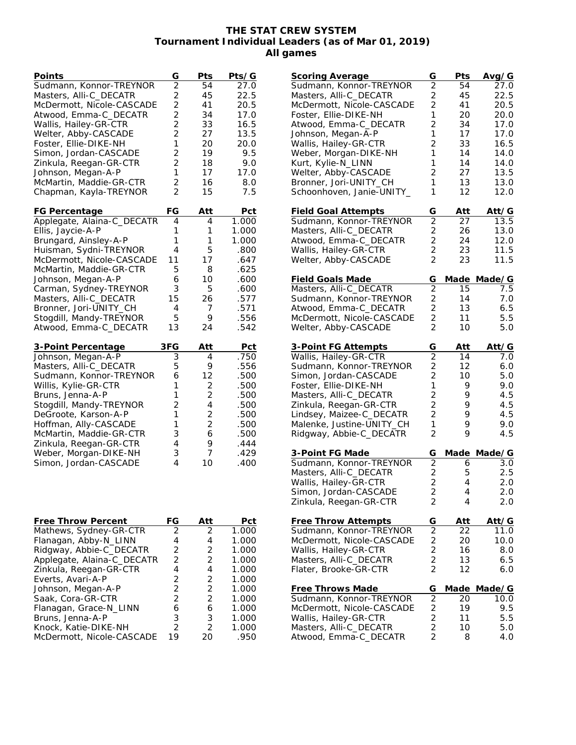# THE STAT CREW SYSTEM
## Tournament Individual Leaders (as of Mar 01, 2019)
### All games

| Points | G | Pts | Pts/G |
|---|---|---|---|
| Sudmann, Konnor-TREYNOR | 2 | 54 | 27.0 |
| Masters, Alli-C_DECATR | 2 | 45 | 22.5 |
| McDermott, Nicole-CASCADE | 2 | 41 | 20.5 |
| Atwood, Emma-C_DECATR | 2 | 34 | 17.0 |
| Wallis, Hailey-GR-CTR | 2 | 33 | 16.5 |
| Welter, Abby-CASCADE | 2 | 27 | 13.5 |
| Foster, Ellie-DIKE-NH | 1 | 20 | 20.0 |
| Simon, Jordan-CASCADE | 2 | 19 | 9.5 |
| Zinkula, Reegan-GR-CTR | 2 | 18 | 9.0 |
| Johnson, Megan-A-P | 1 | 17 | 17.0 |
| McMartin, Maddie-GR-CTR | 2 | 16 | 8.0 |
| Chapman, Kayla-TREYNOR | 2 | 15 | 7.5 |

| FG Percentage | FG | Att | Pct |
|---|---|---|---|
| Applegate, Alaina-C_DECATR | 4 | 4 | 1.000 |
| Ellis, Jaycie-A-P | 1 | 1 | 1.000 |
| Brungard, Ainsley-A-P | 1 | 1 | 1.000 |
| Huisman, Sydni-TREYNOR | 4 | 5 | .800 |
| McDermott, Nicole-CASCADE | 11 | 17 | .647 |
| McMartin, Maddie-GR-CTR | 5 | 8 | .625 |
| Johnson, Megan-A-P | 6 | 10 | .600 |
| Carman, Sydney-TREYNOR | 3 | 5 | .600 |
| Masters, Alli-C_DECATR | 15 | 26 | .577 |
| Bronner, Jori-UNITY_CH | 4 | 7 | .571 |
| Stogdill, Mandy-TREYNOR | 5 | 9 | .556 |
| Atwood, Emma-C_DECATR | 13 | 24 | .542 |

| 3-Point Percentage | 3FG | Att | Pct |
|---|---|---|---|
| Johnson, Megan-A-P | 3 | 4 | .750 |
| Masters, Alli-C_DECATR | 5 | 9 | .556 |
| Sudmann, Konnor-TREYNOR | 6 | 12 | .500 |
| Willis, Kylie-GR-CTR | 1 | 2 | .500 |
| Bruns, Jenna-A-P | 1 | 2 | .500 |
| Stogdill, Mandy-TREYNOR | 2 | 4 | .500 |
| DeGroote, Karson-A-P | 1 | 2 | .500 |
| Hoffman, Ally-CASCADE | 1 | 2 | .500 |
| McMartin, Maddie-GR-CTR | 3 | 6 | .500 |
| Zinkula, Reegan-GR-CTR | 4 | 9 | .444 |
| Weber, Morgan-DIKE-NH | 3 | 7 | .429 |
| Simon, Jordan-CASCADE | 4 | 10 | .400 |

| Free Throw Percent | FG | Att | Pct |
|---|---|---|---|
| Mathews, Sydney-GR-CTR | 2 | 2 | 1.000 |
| Flanagan, Abby-N_LINN | 4 | 4 | 1.000 |
| Ridgway, Abbie-C_DECATR | 2 | 2 | 1.000 |
| Applegate, Alaina-C_DECATR | 2 | 2 | 1.000 |
| Zinkula, Reegan-GR-CTR | 4 | 4 | 1.000 |
| Everts, Avari-A-P | 2 | 2 | 1.000 |
| Johnson, Megan-A-P | 2 | 2 | 1.000 |
| Saak, Cora-GR-CTR | 2 | 2 | 1.000 |
| Flanagan, Grace-N_LINN | 6 | 6 | 1.000 |
| Bruns, Jenna-A-P | 3 | 3 | 1.000 |
| Knock, Katie-DIKE-NH | 2 | 2 | 1.000 |
| McDermott, Nicole-CASCADE | 19 | 20 | .950 |

| Scoring Average | G | Pts | Avg/G |
|---|---|---|---|
| Sudmann, Konnor-TREYNOR | 2 | 54 | 27.0 |
| Masters, Alli-C_DECATR | 2 | 45 | 22.5 |
| McDermott, Nicole-CASCADE | 2 | 41 | 20.5 |
| Foster, Ellie-DIKE-NH | 1 | 20 | 20.0 |
| Atwood, Emma-C_DECATR | 2 | 34 | 17.0 |
| Johnson, Megan-A-P | 1 | 17 | 17.0 |
| Wallis, Hailey-GR-CTR | 2 | 33 | 16.5 |
| Weber, Morgan-DIKE-NH | 1 | 14 | 14.0 |
| Kurt, Kylie-N_LINN | 1 | 14 | 14.0 |
| Welter, Abby-CASCADE | 2 | 27 | 13.5 |
| Bronner, Jori-UNITY_CH | 1 | 13 | 13.0 |
| Schoonhoven, Janie-UNITY_ | 1 | 12 | 12.0 |

| Field Goal Attempts | G | Att | Att/G |
|---|---|---|---|
| Sudmann, Konnor-TREYNOR | 2 | 27 | 13.5 |
| Masters, Alli-C_DECATR | 2 | 26 | 13.0 |
| Atwood, Emma-C_DECATR | 2 | 24 | 12.0 |
| Wallis, Hailey-GR-CTR | 2 | 23 | 11.5 |
| Welter, Abby-CASCADE | 2 | 23 | 11.5 |

| Field Goals Made | G | Made | Made/G |
|---|---|---|---|
| Masters, Alli-C_DECATR | 2 | 15 | 7.5 |
| Sudmann, Konnor-TREYNOR | 2 | 14 | 7.0 |
| Atwood, Emma-C_DECATR | 2 | 13 | 6.5 |
| McDermott, Nicole-CASCADE | 2 | 11 | 5.5 |
| Welter, Abby-CASCADE | 2 | 10 | 5.0 |

| 3-Point FG Attempts | G | Att | Att/G |
|---|---|---|---|
| Wallis, Hailey-GR-CTR | 2 | 14 | 7.0 |
| Sudmann, Konnor-TREYNOR | 2 | 12 | 6.0 |
| Simon, Jordan-CASCADE | 2 | 10 | 5.0 |
| Foster, Ellie-DIKE-NH | 1 | 9 | 9.0 |
| Masters, Alli-C_DECATR | 2 | 9 | 4.5 |
| Zinkula, Reegan-GR-CTR | 2 | 9 | 4.5 |
| Lindsey, Maizee-C_DECATR | 2 | 9 | 4.5 |
| Malenke, Justine-UNITY_CH | 1 | 9 | 9.0 |
| Ridgway, Abbie-C_DECATR | 2 | 9 | 4.5 |

| 3-Point FG Made | G | Made | Made/G |
|---|---|---|---|
| Sudmann, Konnor-TREYNOR | 2 | 6 | 3.0 |
| Masters, Alli-C_DECATR | 2 | 5 | 2.5 |
| Wallis, Hailey-GR-CTR | 2 | 4 | 2.0 |
| Simon, Jordan-CASCADE | 2 | 4 | 2.0 |
| Zinkula, Reegan-GR-CTR | 2 | 4 | 2.0 |

| Free Throw Attempts | G | Att | Att/G |
|---|---|---|---|
| Sudmann, Konnor-TREYNOR | 2 | 22 | 11.0 |
| McDermott, Nicole-CASCADE | 2 | 20 | 10.0 |
| Wallis, Hailey-GR-CTR | 2 | 16 | 8.0 |
| Masters, Alli-C_DECATR | 2 | 13 | 6.5 |
| Flater, Brooke-GR-CTR | 2 | 12 | 6.0 |

| Free Throws Made | G | Made | Made/G |
|---|---|---|---|
| Sudmann, Konnor-TREYNOR | 2 | 20 | 10.0 |
| McDermott, Nicole-CASCADE | 2 | 19 | 9.5 |
| Wallis, Hailey-GR-CTR | 2 | 11 | 5.5 |
| Masters, Alli-C_DECATR | 2 | 10 | 5.0 |
| Atwood, Emma-C_DECATR | 2 | 8 | 4.0 |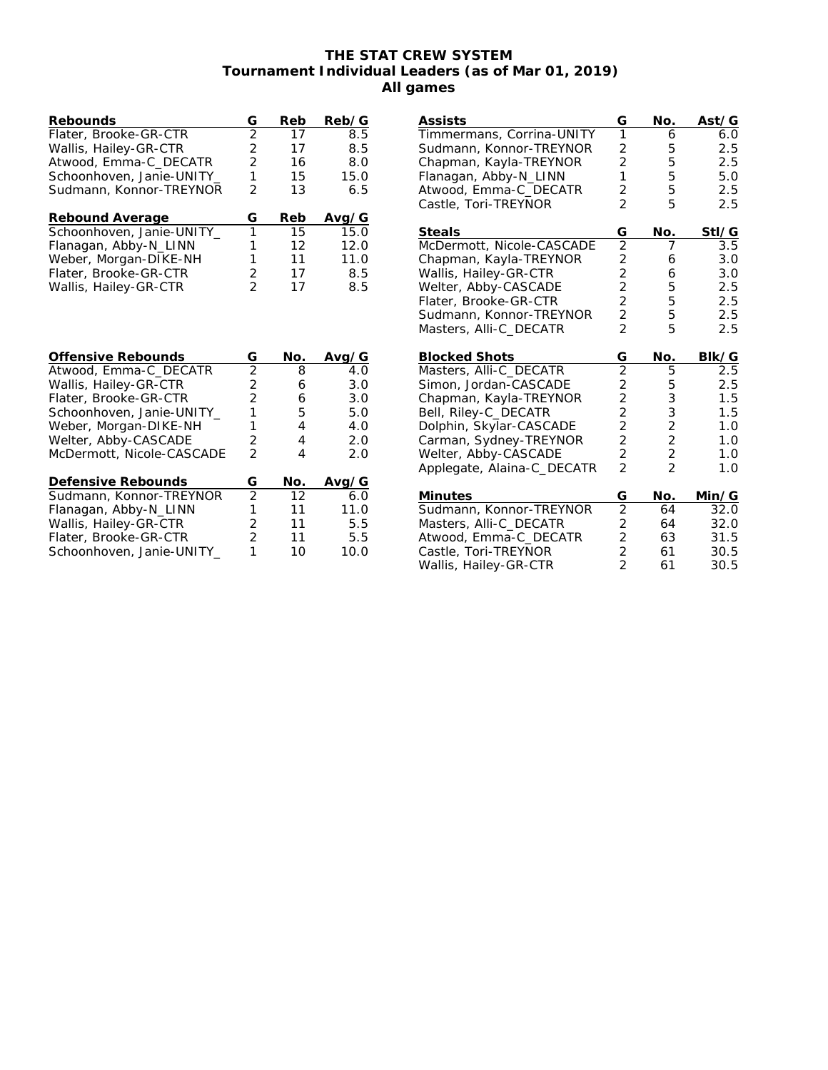# THE STAT CREW SYSTEM
## Tournament Individual Leaders (as of Mar 01, 2019)
## All games

| Rebounds | G | Reb | Reb/G |
|---|---|---|---|
| Flater, Brooke-GR-CTR | 2 | 17 | 8.5 |
| Wallis, Hailey-GR-CTR | 2 | 17 | 8.5 |
| Atwood, Emma-C_DECATR | 2 | 16 | 8.0 |
| Schoonhoven, Janie-UNITY_ | 1 | 15 | 15.0 |
| Sudmann, Konnor-TREYNOR | 2 | 13 | 6.5 |

| Rebound Average | G | Reb | Avg/G |
|---|---|---|---|
| Schoonhoven, Janie-UNITY_ | 1 | 15 | 15.0 |
| Flanagan, Abby-N_LINN | 1 | 12 | 12.0 |
| Weber, Morgan-DIKE-NH | 1 | 11 | 11.0 |
| Flater, Brooke-GR-CTR | 2 | 17 | 8.5 |
| Wallis, Hailey-GR-CTR | 2 | 17 | 8.5 |

| Offensive Rebounds | G | No. | Avg/G |
|---|---|---|---|
| Atwood, Emma-C_DECATR | 2 | 8 | 4.0 |
| Wallis, Hailey-GR-CTR | 2 | 6 | 3.0 |
| Flater, Brooke-GR-CTR | 2 | 6 | 3.0 |
| Schoonhoven, Janie-UNITY_ | 1 | 5 | 5.0 |
| Weber, Morgan-DIKE-NH | 1 | 4 | 4.0 |
| Welter, Abby-CASCADE | 2 | 4 | 2.0 |
| McDermott, Nicole-CASCADE | 2 | 4 | 2.0 |

| Defensive Rebounds | G | No. | Avg/G |
|---|---|---|---|
| Sudmann, Konnor-TREYNOR | 2 | 12 | 6.0 |
| Flanagan, Abby-N_LINN | 1 | 11 | 11.0 |
| Wallis, Hailey-GR-CTR | 2 | 11 | 5.5 |
| Flater, Brooke-GR-CTR | 2 | 11 | 5.5 |
| Schoonhoven, Janie-UNITY_ | 1 | 10 | 10.0 |

| Assists | G | No. | Ast/G |
|---|---|---|---|
| Timmermans, Corrina-UNITY | 1 | 6 | 6.0 |
| Sudmann, Konnor-TREYNOR | 2 | 5 | 2.5 |
| Chapman, Kayla-TREYNOR | 2 | 5 | 2.5 |
| Flanagan, Abby-N_LINN | 1 | 5 | 5.0 |
| Atwood, Emma-C_DECATR | 2 | 5 | 2.5 |
| Castle, Tori-TREYNOR | 2 | 5 | 2.5 |

| Steals | G | No. | Stl/G |
|---|---|---|---|
| McDermott, Nicole-CASCADE | 2 | 7 | 3.5 |
| Chapman, Kayla-TREYNOR | 2 | 6 | 3.0 |
| Wallis, Hailey-GR-CTR | 2 | 6 | 3.0 |
| Welter, Abby-CASCADE | 2 | 5 | 2.5 |
| Flater, Brooke-GR-CTR | 2 | 5 | 2.5 |
| Sudmann, Konnor-TREYNOR | 2 | 5 | 2.5 |
| Masters, Alli-C_DECATR | 2 | 5 | 2.5 |

| Blocked Shots | G | No. | Blk/G |
|---|---|---|---|
| Masters, Alli-C_DECATR | 2 | 5 | 2.5 |
| Simon, Jordan-CASCADE | 2 | 5 | 2.5 |
| Chapman, Kayla-TREYNOR | 2 | 3 | 1.5 |
| Bell, Riley-C_DECATR | 2 | 3 | 1.5 |
| Dolphin, Skylar-CASCADE | 2 | 2 | 1.0 |
| Carman, Sydney-TREYNOR | 2 | 2 | 1.0 |
| Welter, Abby-CASCADE | 2 | 2 | 1.0 |
| Applegate, Alaina-C_DECATR | 2 | 2 | 1.0 |

| Minutes | G | No. | Min/G |
|---|---|---|---|
| Sudmann, Konnor-TREYNOR | 2 | 64 | 32.0 |
| Masters, Alli-C_DECATR | 2 | 64 | 32.0 |
| Atwood, Emma-C_DECATR | 2 | 63 | 31.5 |
| Castle, Tori-TREYNOR | 2 | 61 | 30.5 |
| Wallis, Hailey-GR-CTR | 2 | 61 | 30.5 |